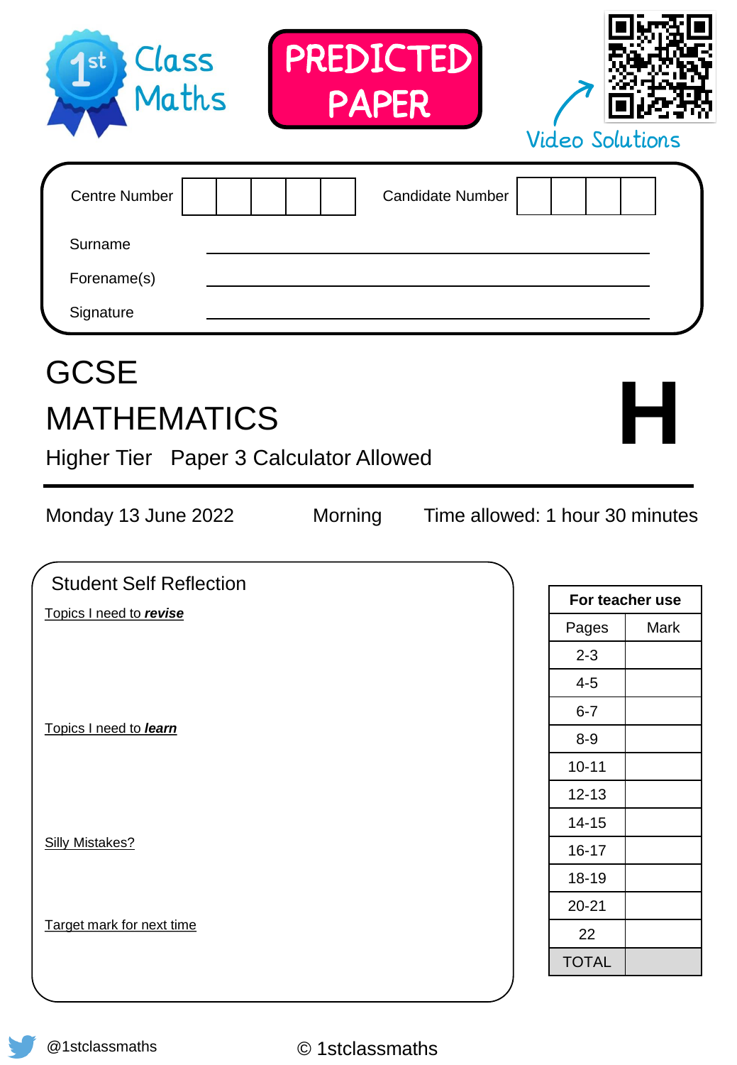1st Class Maths

**PREDICTED PAPER**

Video Solutions

| Centre Number | | | | | | Candidate Number | | | | |
|---|---|---|---|---|---|---|---|---|---|---|

Surname ______________________

Forename(s) ______________________

Signature ______________________

# GCSE
# MATHEMATICS

**H**

## Higher Tier Paper 3 Calculator Allowed

Monday 13 June 2022 Morning Time allowed: 1 hour 30 minutes

### Student Self Reflection

Topics I need to ***revise***

Topics I need to ***learn***

Silly Mistakes?

Target mark for next time

| For teacher use | |
|---|---|
| Pages | Mark |
| 2-3 | |
| 4-5 | |
| 6-7 | |
| 8-9 | |
| 10-11 | |
| 12-13 | |
| 14-15 | |
| 16-17 | |
| 18-19 | |
| 20-21 | |
| 22 | |
| TOTAL | |

@1stclassmaths

© 1stclassmaths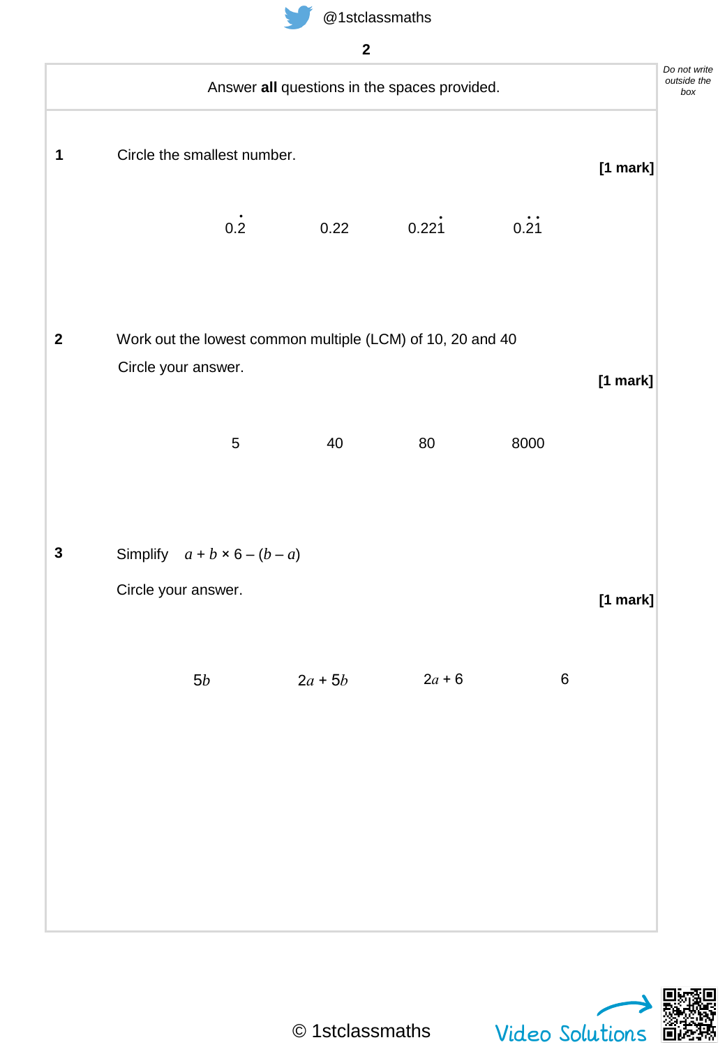Answer **all** questions in the spaces provided.

**1** Circle the smallest number. **[1 mark]**

$0.\dot{2}$ &nbsp;&nbsp;&nbsp;&nbsp; $0.22$ &nbsp;&nbsp;&nbsp;&nbsp; $0.22\dot{1}$ &nbsp;&nbsp;&nbsp;&nbsp; $0.\dot{2}\dot{1}$

**2** Work out the lowest common multiple (LCM) of 10, 20 and 40

Circle your answer. **[1 mark]**

5 &nbsp;&nbsp;&nbsp;&nbsp; 40 &nbsp;&nbsp;&nbsp;&nbsp; 80 &nbsp;&nbsp;&nbsp;&nbsp; 8000

**3** Simplify $a + b \times 6 - (b - a)$

Circle your answer. **[1 mark]**

$5b$ &nbsp;&nbsp;&nbsp;&nbsp; $2a + 5b$ &nbsp;&nbsp;&nbsp;&nbsp; $2a + 6$ &nbsp;&nbsp;&nbsp;&nbsp; $6$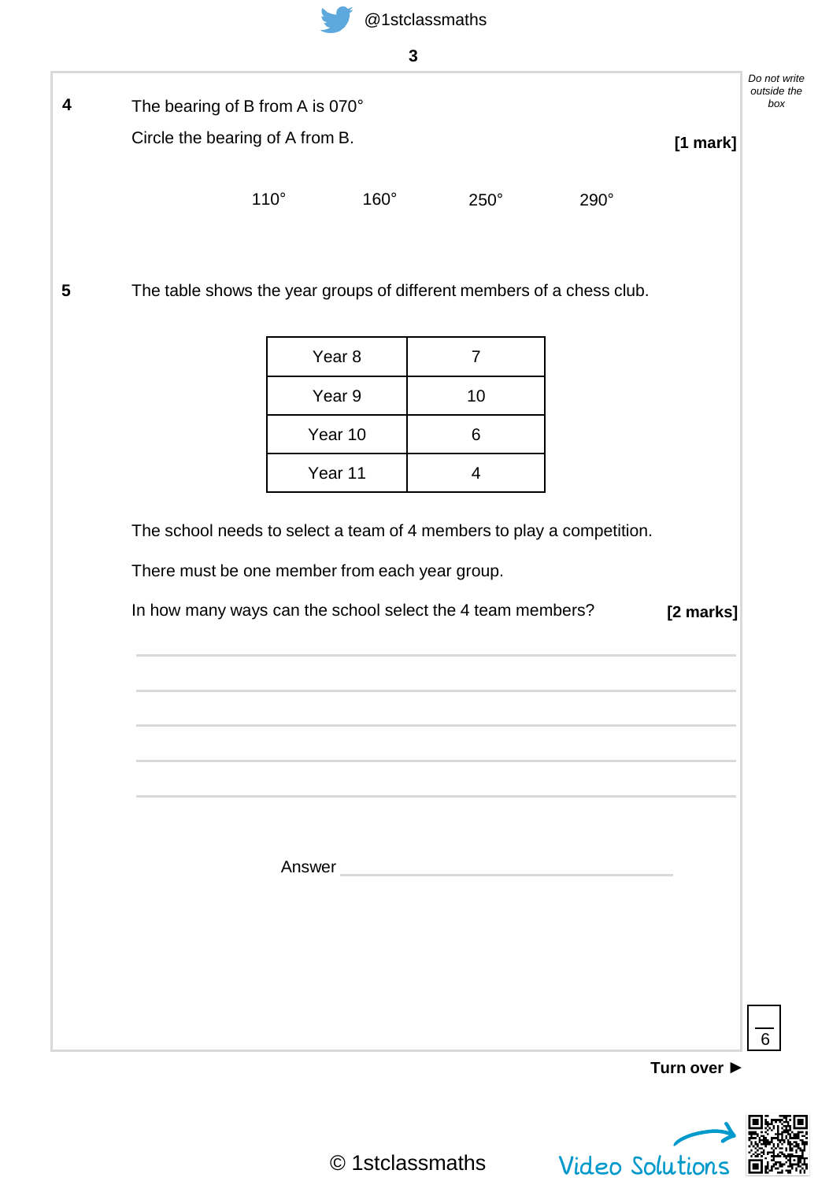**4** The bearing of B from A is 070°

Circle the bearing of A from B. **[1 mark]**

110°          160°          250°          290°

**5** The table shows the year groups of different members of a chess club.

| | |
|---|---|
| Year 8 | 7 |
| Year 9 | 10 |
| Year 10 | 6 |
| Year 11 | 4 |

The school needs to select a team of 4 members to play a competition.

There must be one member from each year group.

In how many ways can the school select the 4 team members? **[2 marks]**

Answer ______________________________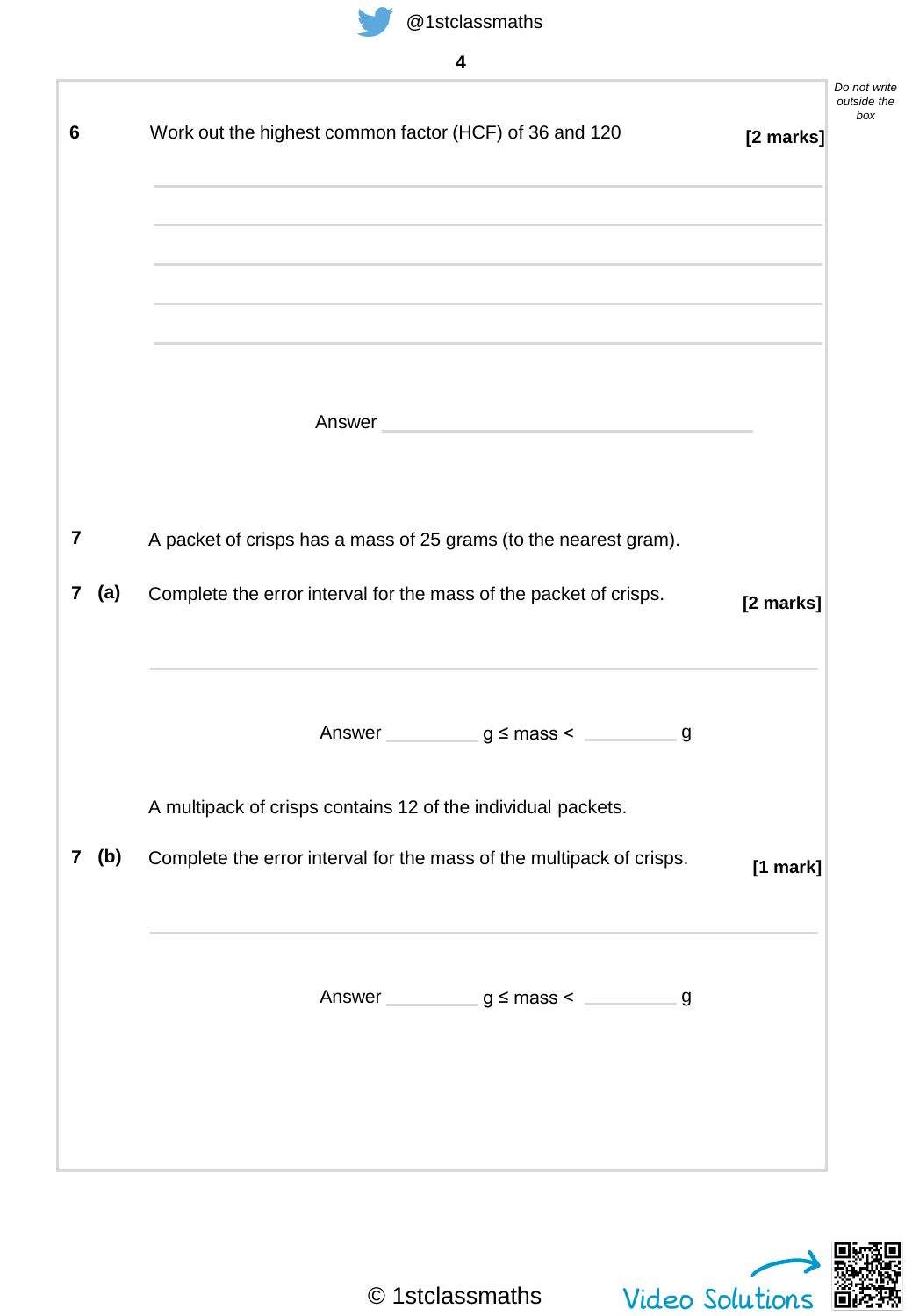**6** Work out the highest common factor (HCF) of 36 and 120 **[2 marks]**

Answer ____________________

**7** A packet of crisps has a mass of 25 grams (to the nearest gram).

**7 (a)** Complete the error interval for the mass of the packet of crisps. **[2 marks]**

Answer ________ g ≤ mass < ________ g

A multipack of crisps contains 12 of the individual packets.

**7 (b)** Complete the error interval for the mass of the multipack of crisps. **[1 mark]**

Answer ________ g ≤ mass < ________ g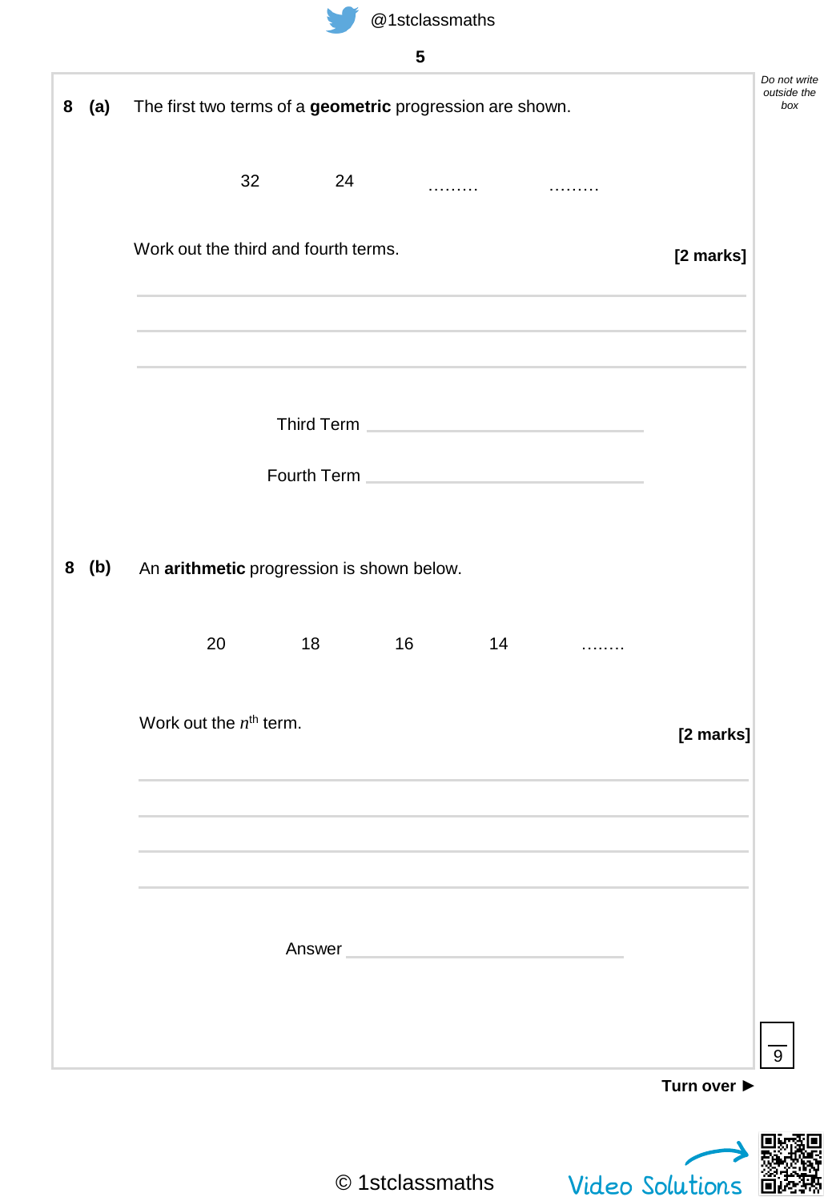**8 (a)** The first two terms of a **geometric** progression are shown.

32 &nbsp;&nbsp;&nbsp;&nbsp; 24 &nbsp;&nbsp;&nbsp;&nbsp; ……… &nbsp;&nbsp;&nbsp;&nbsp; ………

Work out the third and fourth terms. **[2 marks]**

Third Term ____________________

Fourth Term ____________________

**8 (b)** An **arithmetic** progression is shown below.

20 &nbsp;&nbsp;&nbsp;&nbsp; 18 &nbsp;&nbsp;&nbsp;&nbsp; 16 &nbsp;&nbsp;&nbsp;&nbsp; 14 &nbsp;&nbsp;&nbsp;&nbsp; ……..

Work out the $n^{th}$ term. **[2 marks]**

Answer ____________________

Turn over ►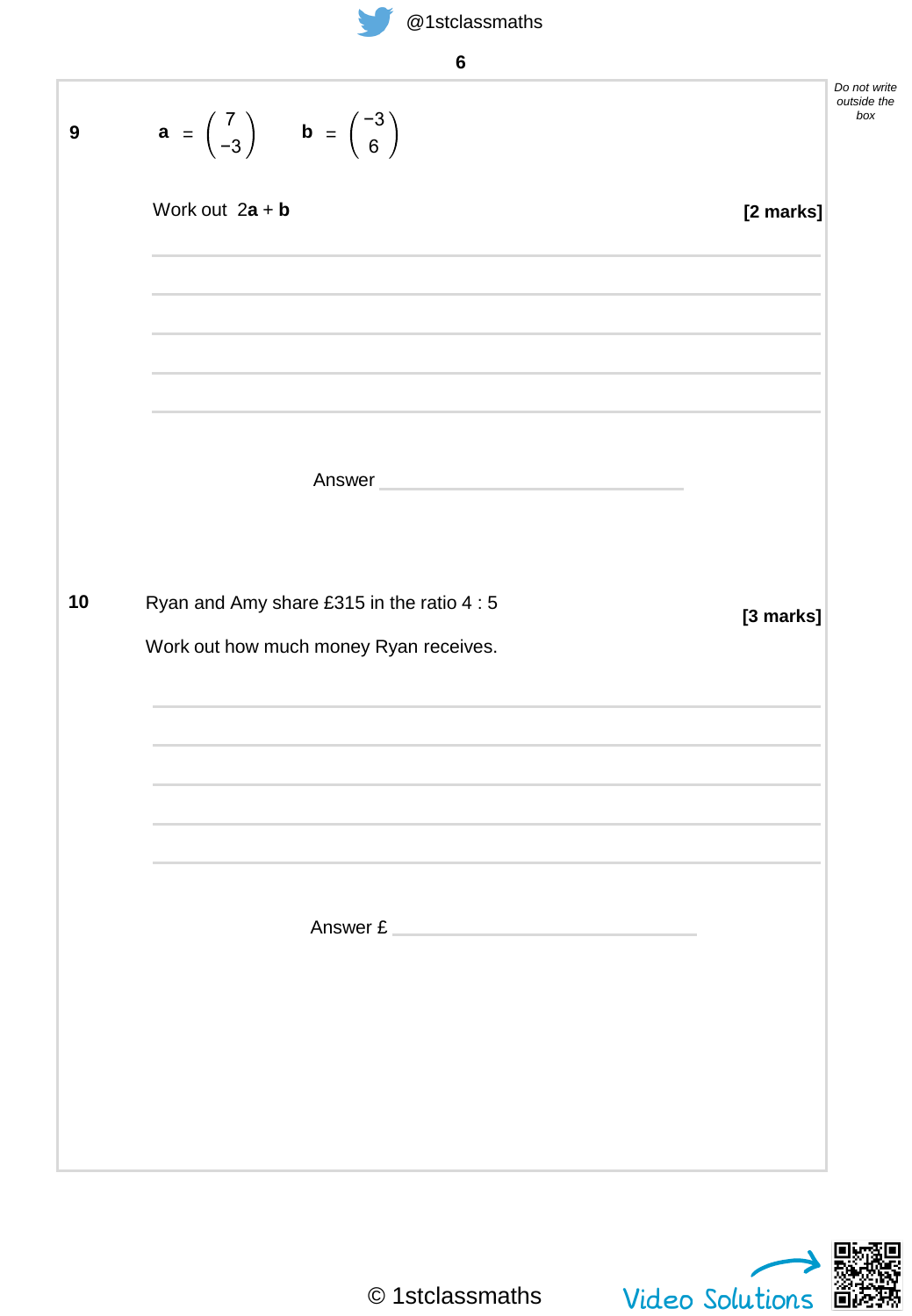**9** $\mathbf{a} = \begin{pmatrix} 7 \\ -3 \end{pmatrix}$ $\mathbf{b} = \begin{pmatrix} -3 \\ 6 \end{pmatrix}$

Work out $2\mathbf{a} + \mathbf{b}$

**[2 marks]**

Answer ____________________

**10** Ryan and Amy share £315 in the ratio 4 : 5

**[3 marks]**

Work out how much money Ryan receives.

Answer £ ____________________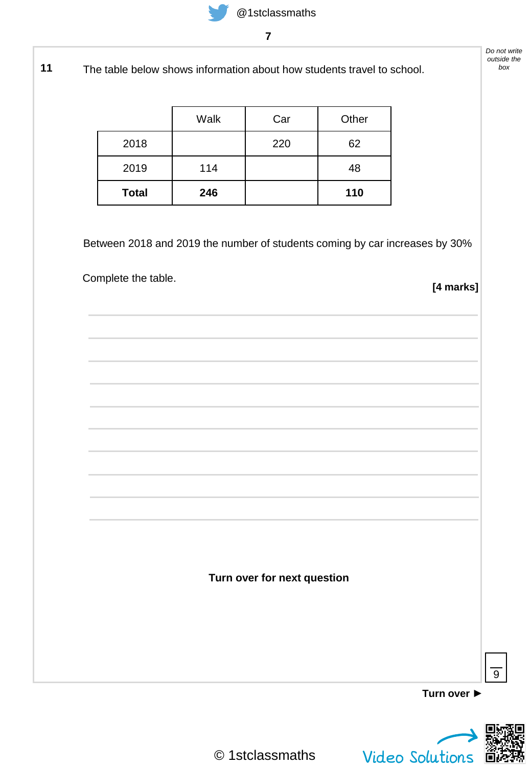**11** The table below shows information about how students travel to school.

| | Walk | Car | Other |
|---|---|---|---|
| 2018 | | 220 | 62 |
| 2019 | 114 | | 48 |
| **Total** | **246** | | **110** |

Between 2018 and 2019 the number of students coming by car increases by 30%

Complete the table.

**[4 marks]**

**Turn over for next question**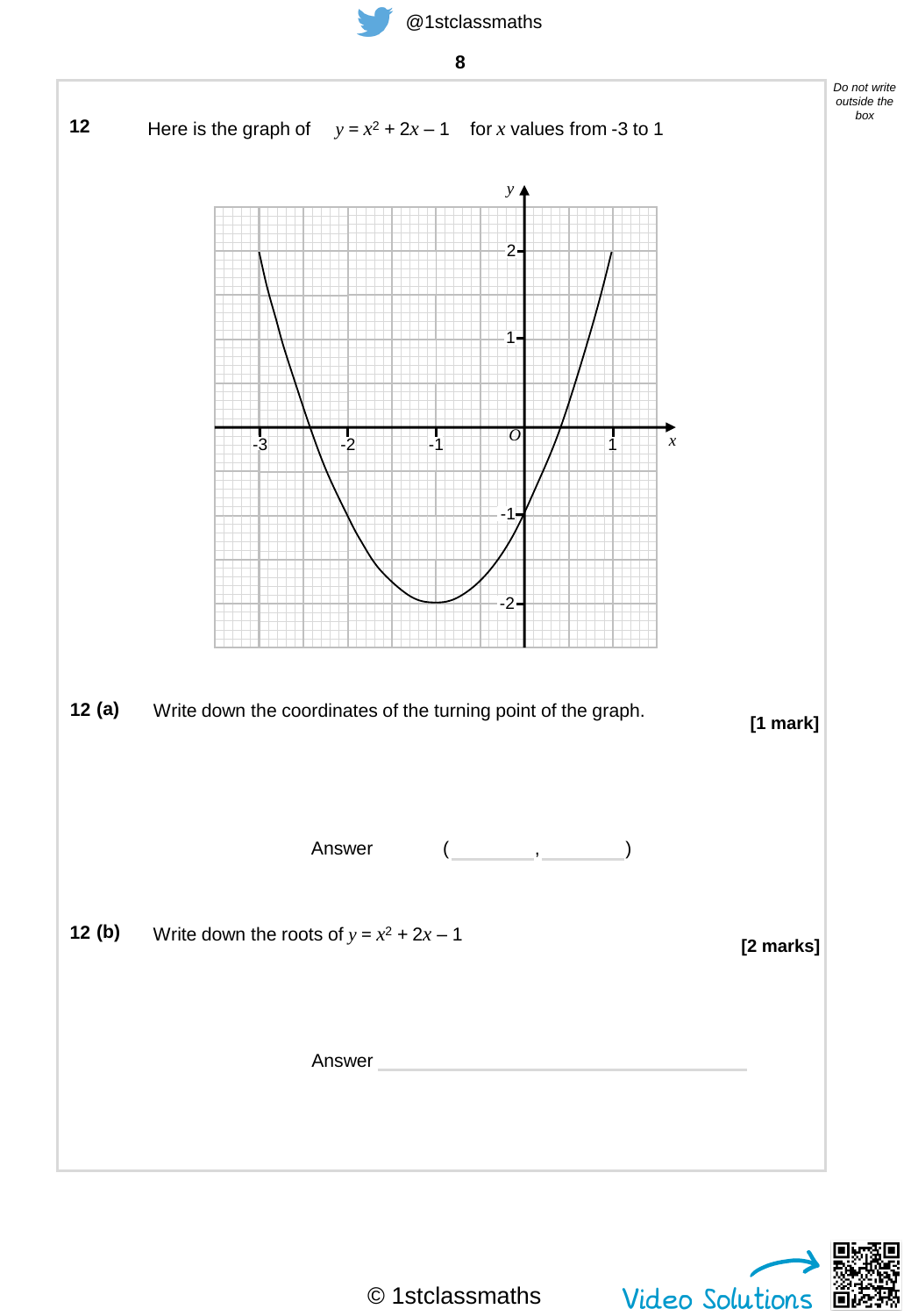**12** Here is the graph of $y = x^2 + 2x - 1$ for $x$ values from -3 to 1

**12 (a)** Write down the coordinates of the turning point of the graph.

**[1 mark]**

Answer ( ________ , ________ )

**12 (b)** Write down the roots of $y = x^2 + 2x - 1$

**[2 marks]**

Answer ______________________________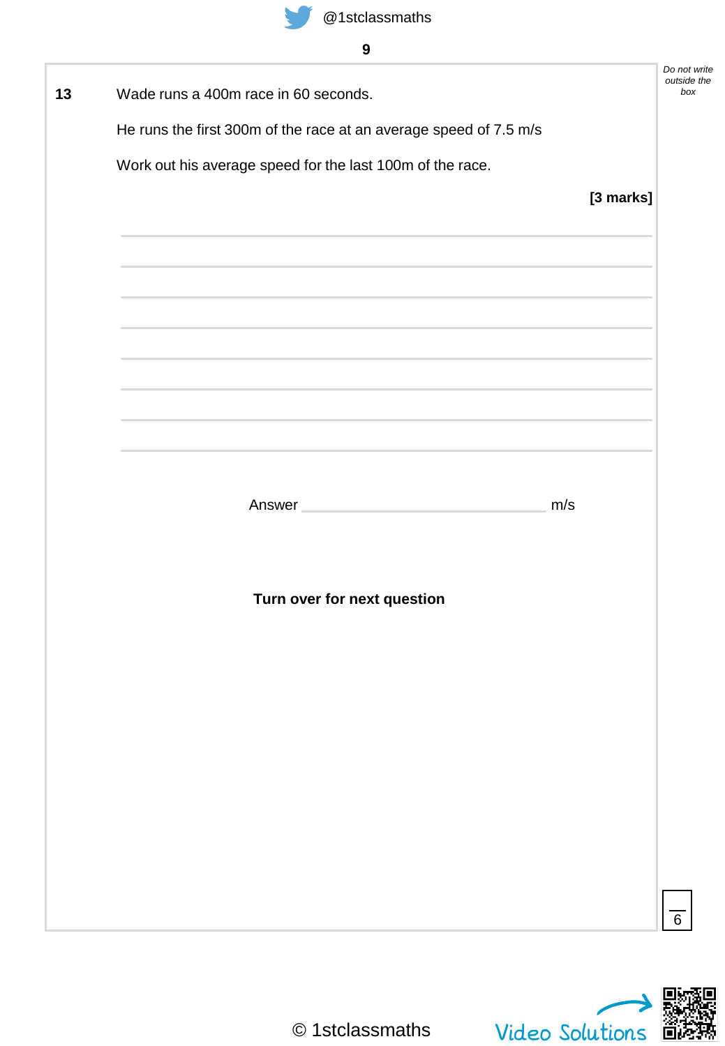**13** Wade runs a 400m race in 60 seconds.

He runs the first 300m of the race at an average speed of 7.5 m/s

Work out his average speed for the last 100m of the race.

**[3 marks]**

Answer \_\_\_\_\_\_\_\_\_\_\_\_\_\_\_\_\_\_\_\_\_\_\_\_\_\_\_\_ m/s

**Turn over for next question**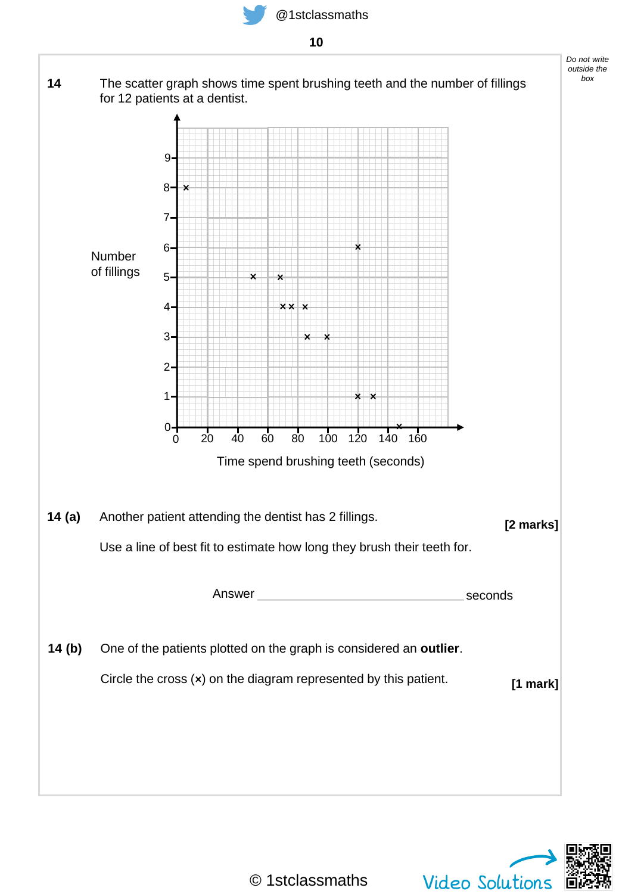**14** The scatter graph shows time spent brushing teeth and the number of fillings for 12 patients at a dentist.

Number of fillings

Time spend brushing teeth (seconds)

**14 (a)** Another patient attending the dentist has 2 fillings.

**[2 marks]**

Use a line of best fit to estimate how long they brush their teeth for.

Answer \_\_\_\_\_\_\_\_\_\_\_\_\_\_\_\_\_\_\_\_\_\_\_\_\_\_\_\_ seconds

**14 (b)** One of the patients plotted on the graph is considered an **outlier**.

Circle the cross (×) on the diagram represented by this patient.

**[1 mark]**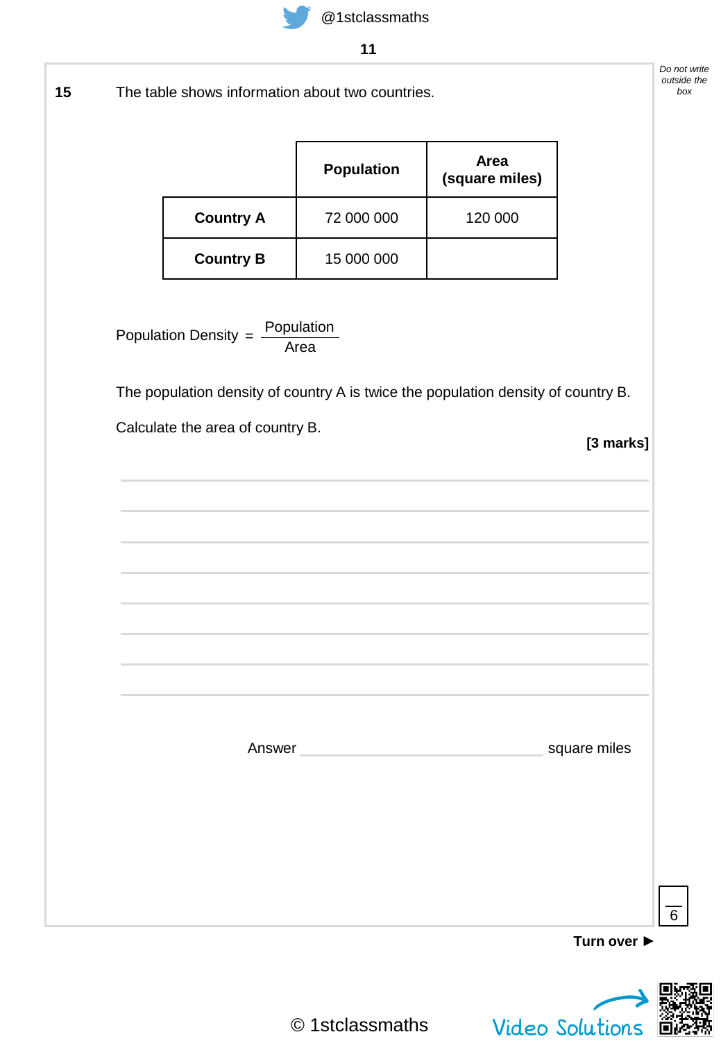**15** The table shows information about two countries.

| | Population | Area (square miles) |
|---|---|---|
| **Country A** | 72 000 000 | 120 000 |
| **Country B** | 15 000 000 | |

$$\text{Population Density} = \frac{\text{Population}}{\text{Area}}$$

The population density of country A is twice the population density of country B.

Calculate the area of country B.

**[3 marks]**

Answer \_\_\_\_\_\_\_\_\_\_\_\_\_\_\_\_\_\_\_\_\_\_\_\_ square miles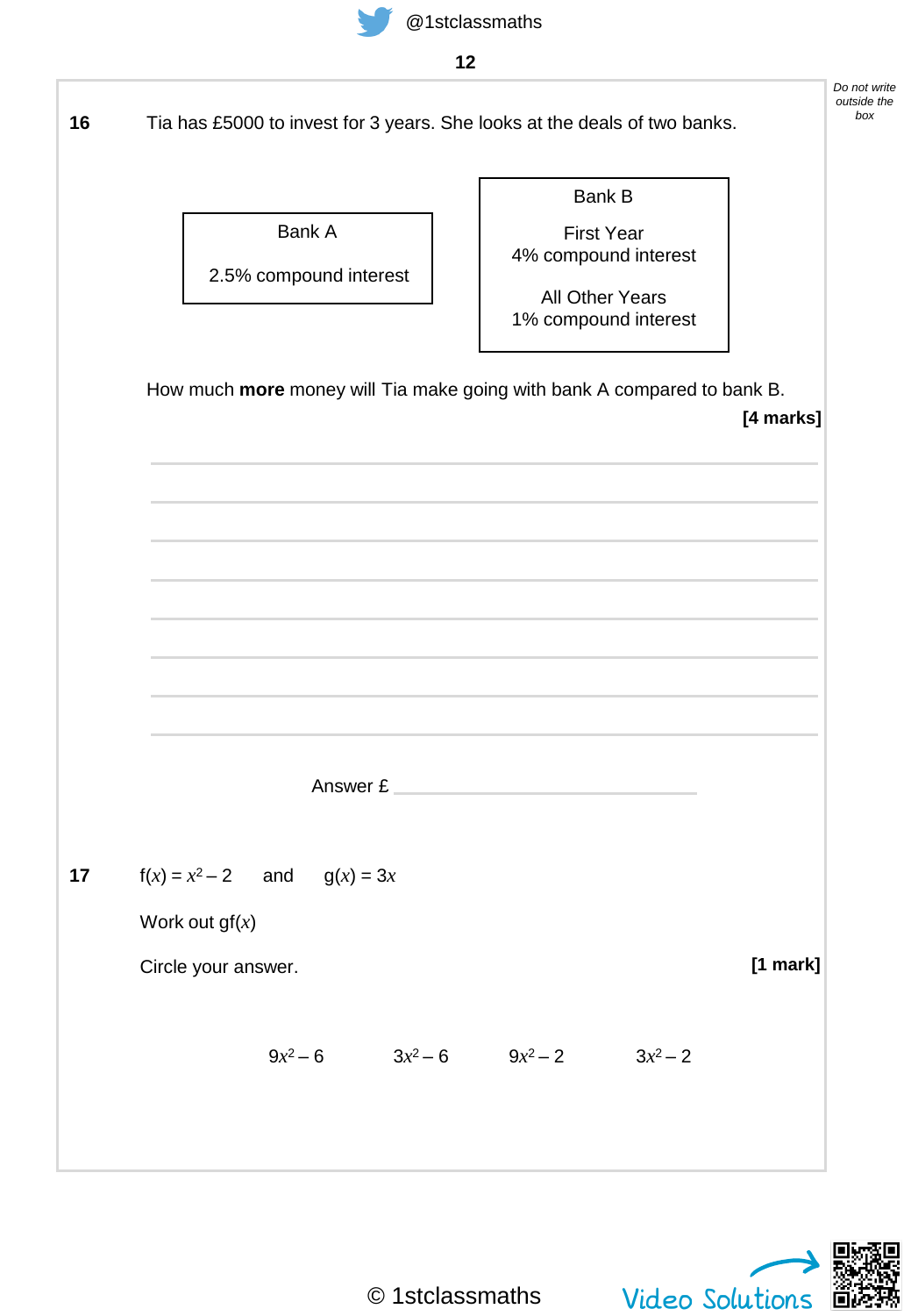*Do not write outside the box*

**16** Tia has £5000 to invest for 3 years. She looks at the deals of two banks.

| Bank A |
| --- |
| 2.5% compound interest |

| Bank B |
| --- |
| First Year<br>4% compound interest |
| All Other Years<br>1% compound interest |

How much **more** money will Tia make going with bank A compared to bank B.

**[4 marks]**

Answer £ ____________________

**17** $f(x) = x^2 - 2$ and $g(x) = 3x$

Work out $gf(x)$

Circle your answer.

**[1 mark]**

$9x^2 - 6$ $3x^2 - 6$ $9x^2 - 2$ $3x^2 - 2$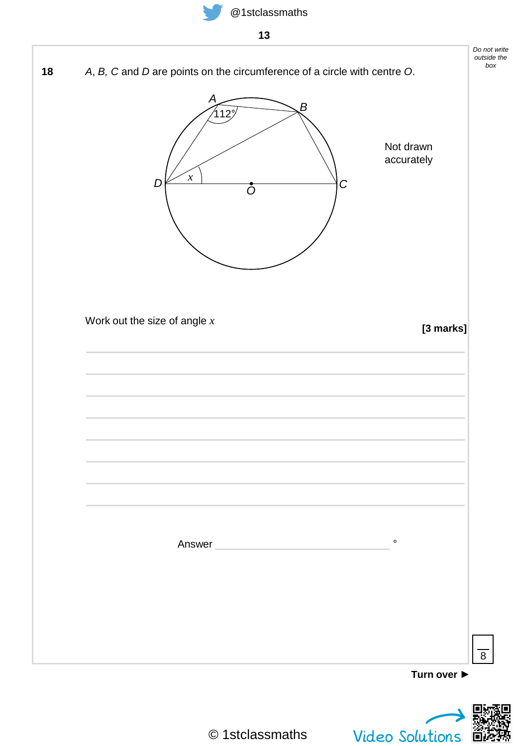**18** $A$, $B$, $C$ and $D$ are points on the circumference of a circle with centre $O$.

Not drawn accurately

Work out the size of angle $x$

**[3 marks]**

Answer ______________________ °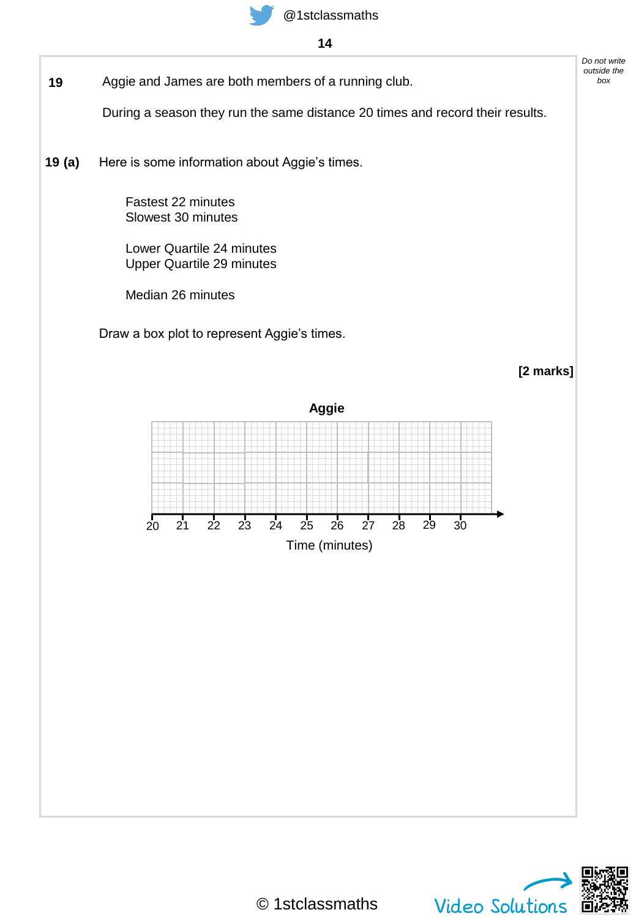**19** Aggie and James are both members of a running club.

During a season they run the same distance 20 times and record their results.

**19 (a)** Here is some information about Aggie's times.

Fastest 22 minutes
Slowest 30 minutes

Lower Quartile 24 minutes
Upper Quartile 29 minutes

Median 26 minutes

Draw a box plot to represent Aggie's times.

**[2 marks]**

**Aggie**

20 21 22 23 24 25 26 27 28 29 30

Time (minutes)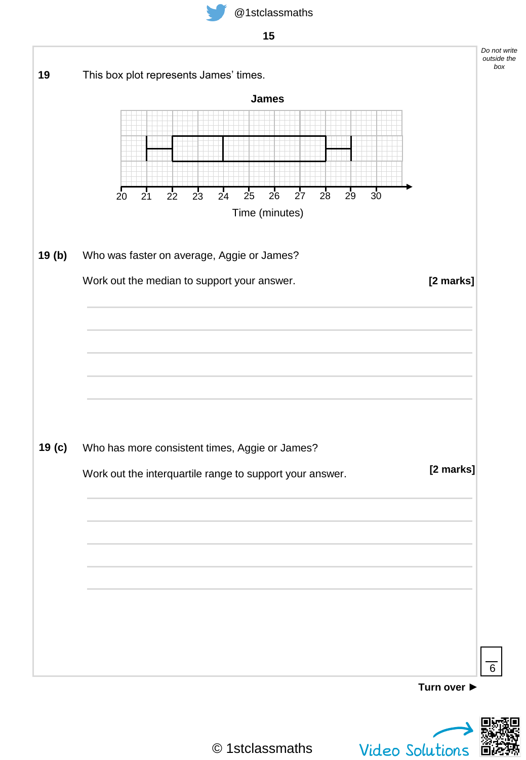**19** This box plot represents James' times.

**James**

Time (minutes)

**19 (b)** Who was faster on average, Aggie or James?

Work out the median to support your answer. **[2 marks]**

**19 (c)** Who has more consistent times, Aggie or James?

Work out the interquartile range to support your answer. **[2 marks]**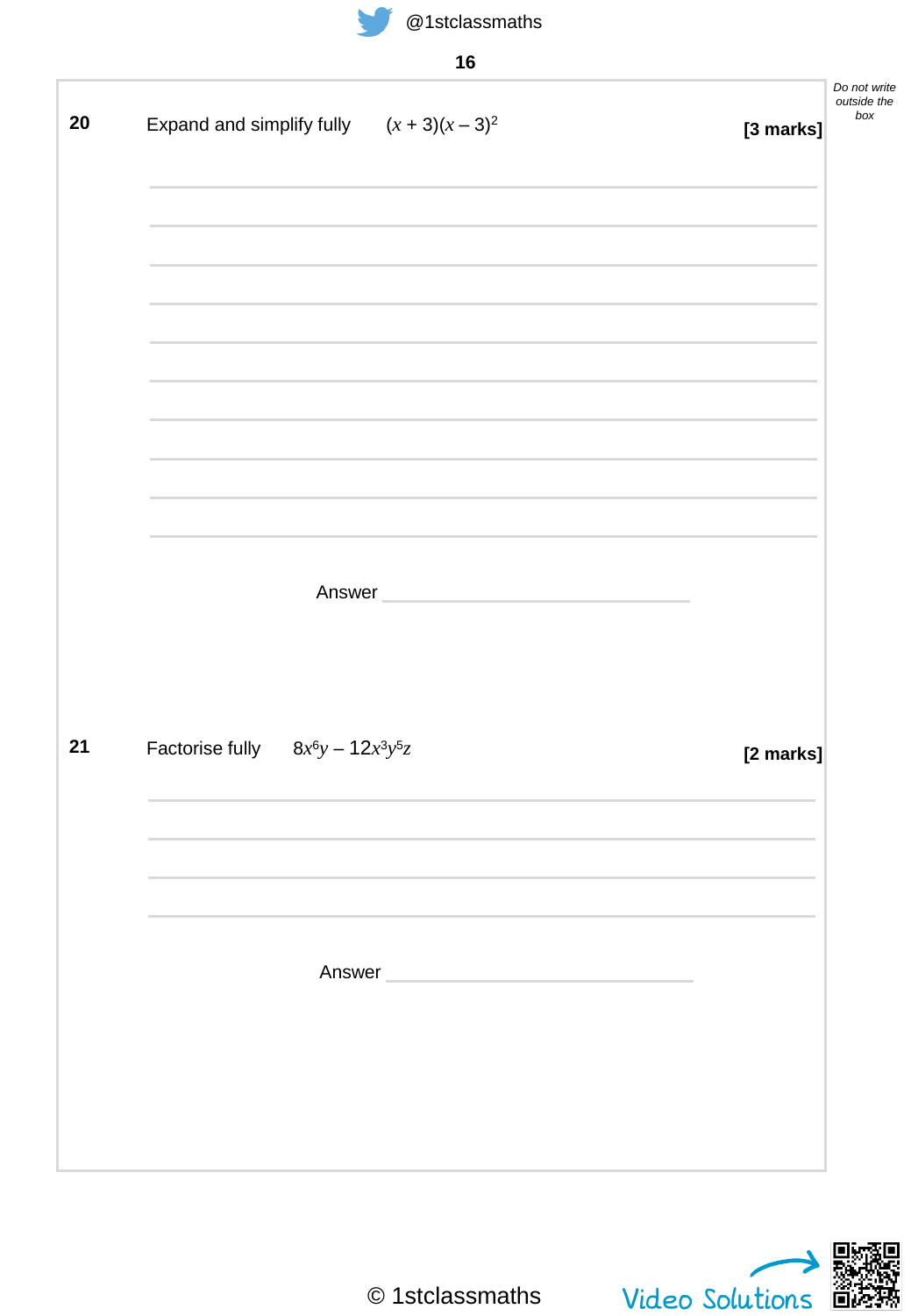**20** Expand and simplify fully $(x + 3)(x - 3)^2$ **[3 marks]**

Answer ______________________

**21** Factorise fully $8x^6y - 12x^3y^5z$ **[2 marks]**

Answer ______________________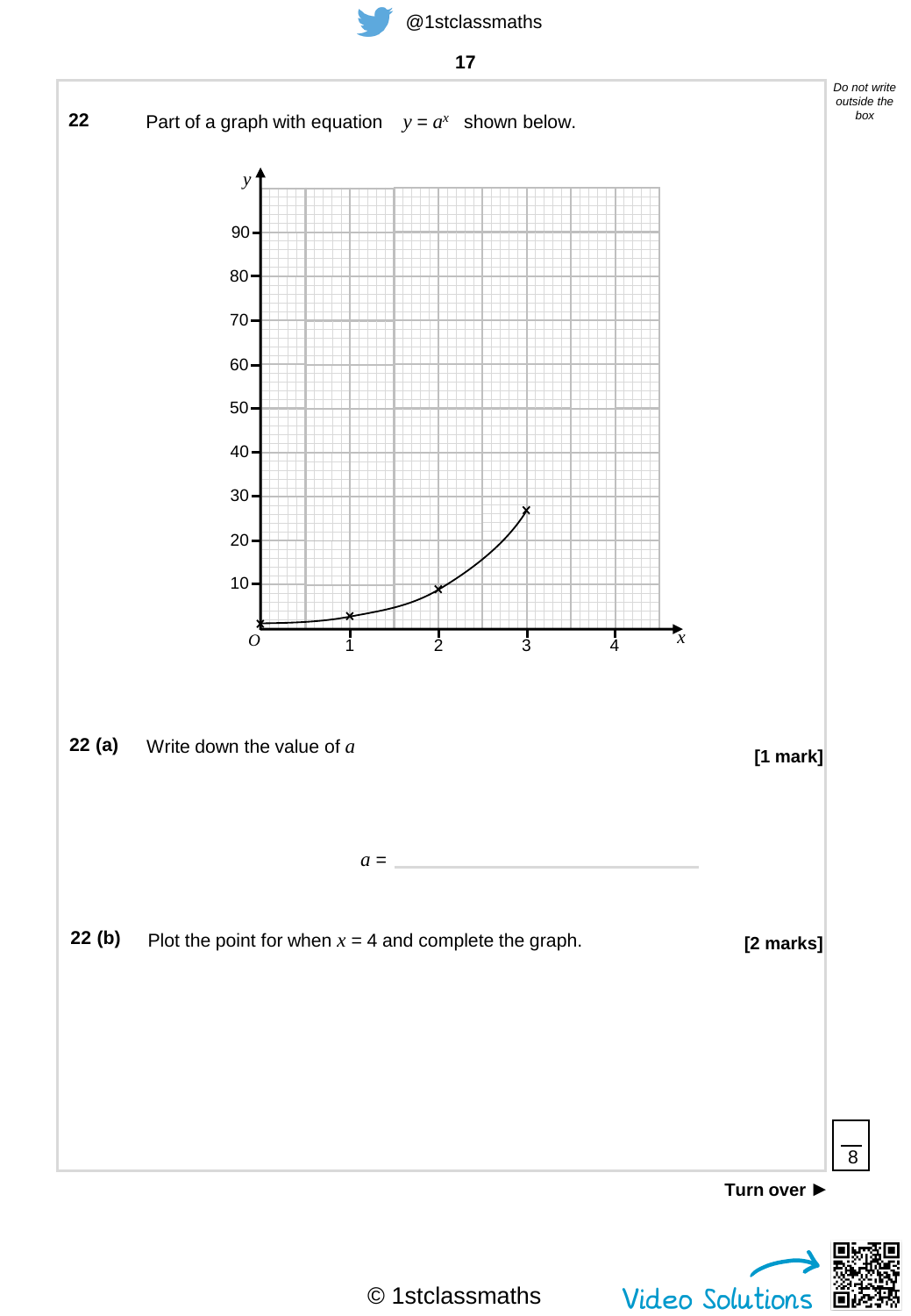**22** Part of a graph with equation $y = a^x$ shown below.

**22 (a)** Write down the value of $a$ **[1 mark]**

$a$ = ______________________

**22 (b)** Plot the point for when $x = 4$ and complete the graph. **[2 marks]**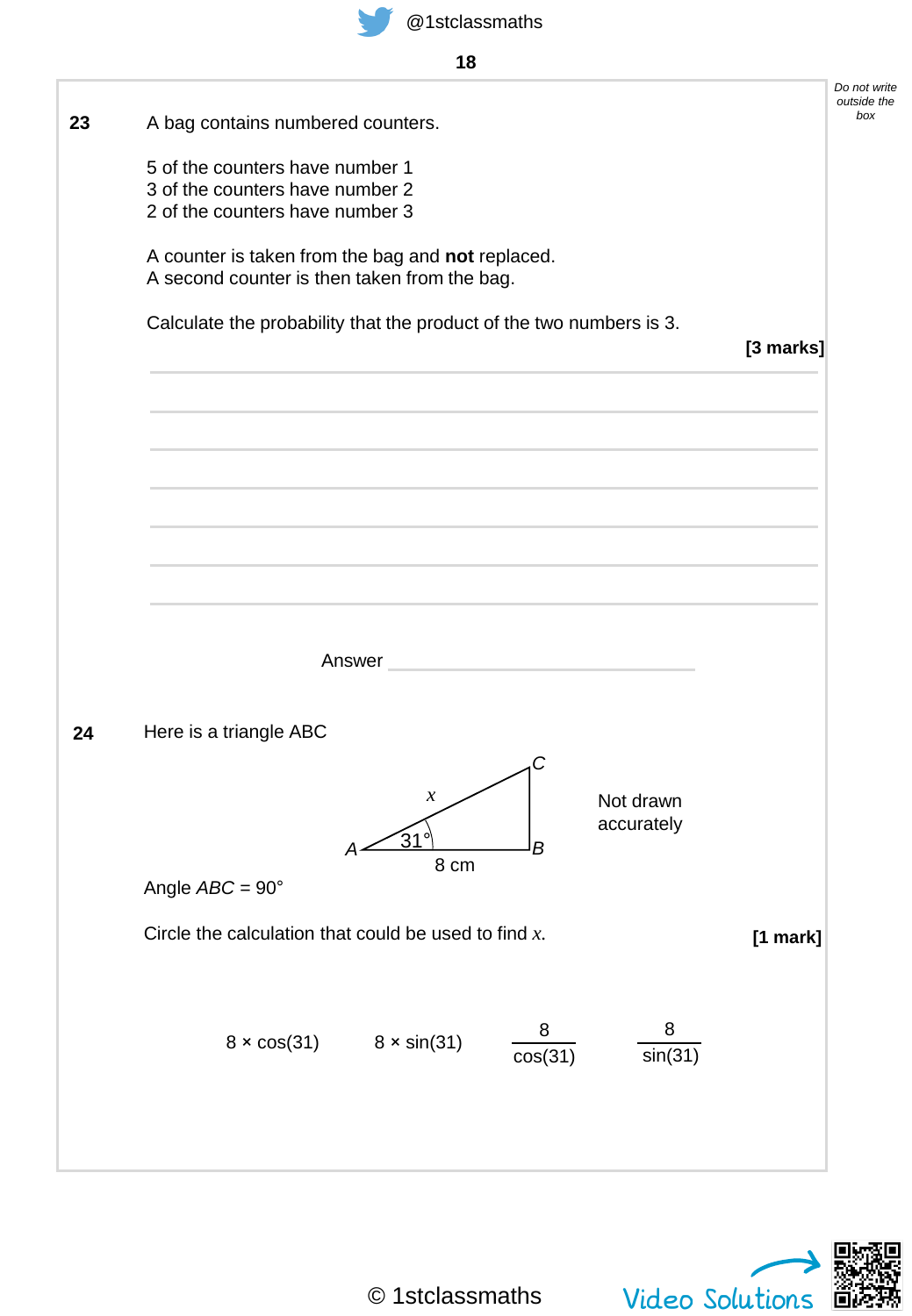**23** A bag contains numbered counters.

5 of the counters have number 1
3 of the counters have number 2
2 of the counters have number 3

A counter is taken from the bag and **not** replaced.
A second counter is then taken from the bag.

Calculate the probability that the product of the two numbers is 3.

**[3 marks]**

Answer ______________________

**24** Here is a triangle ABC

C

$x$

31°

A B

8 cm

Not drawn accurately

Angle $ABC = 90°$

Circle the calculation that could be used to find $x$.

**[1 mark]**

$8 \times \cos(31)$ $8 \times \sin(31)$ $\dfrac{8}{\cos(31)}$ $\dfrac{8}{\sin(31)}$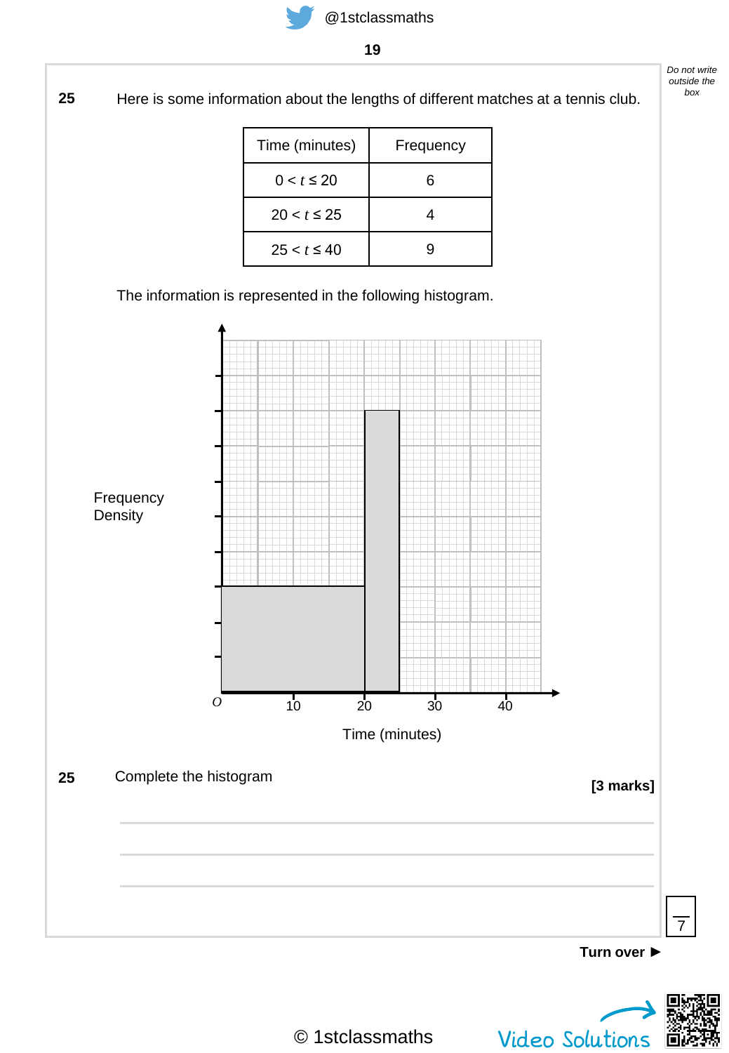**25** Here is some information about the lengths of different matches at a tennis club.

| Time (minutes) | Frequency |
|---|---|
| $0 < t \leq 20$ | 6 |
| $20 < t \leq 25$ | 4 |
| $25 < t \leq 40$ | 9 |

The information is represented in the following histogram.

Frequency Density

O 10 20 30 40

Time (minutes)

**25** Complete the histogram

**[3 marks]**

7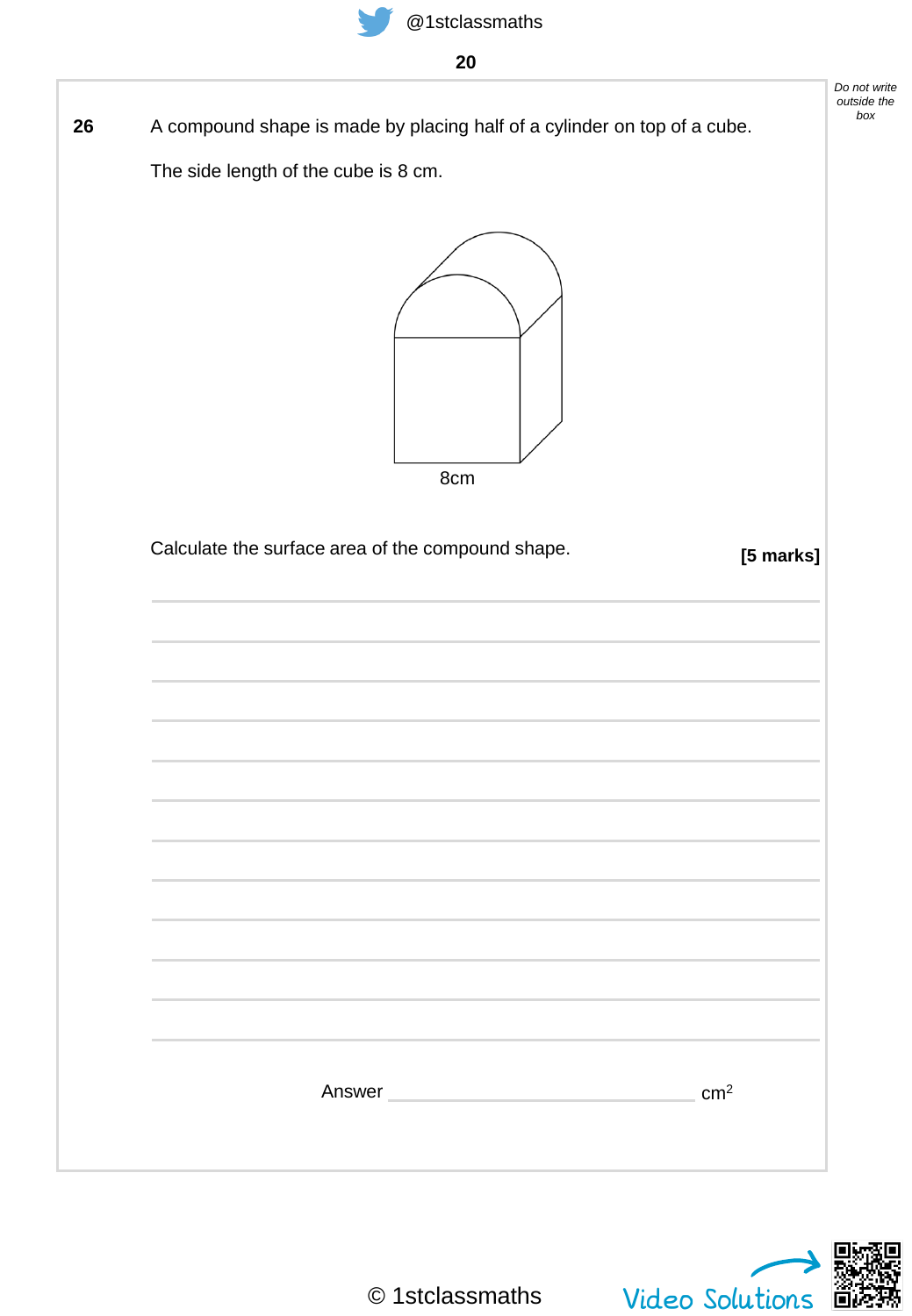**26** A compound shape is made by placing half of a cylinder on top of a cube.

The side length of the cube is 8 cm.

8cm

Calculate the surface area of the compound shape. **[5 marks]**

Answer ______________________ $cm^2$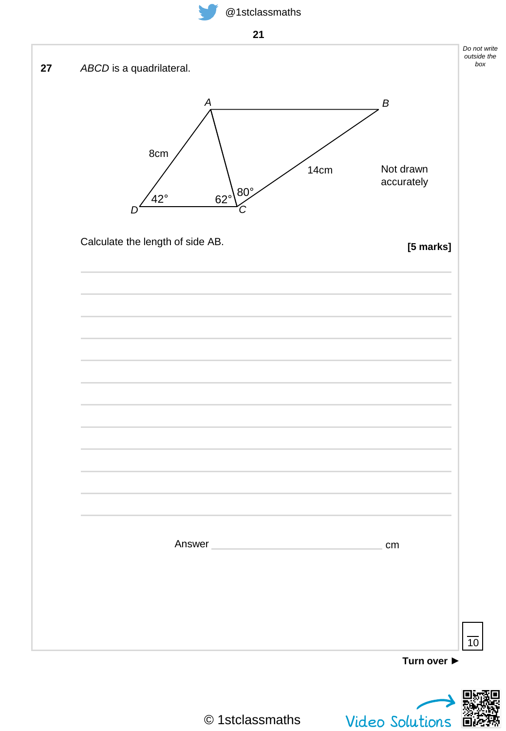**27** *ABCD* is a quadrilateral.

A, B, C, D diagram labels: AD = 8cm, BC = 14cm, angle ADC = 42°, angle ACD = 62°, angle ACB = 80°

Not drawn accurately

Calculate the length of side AB.

**[5 marks]**

Answer ______________________ cm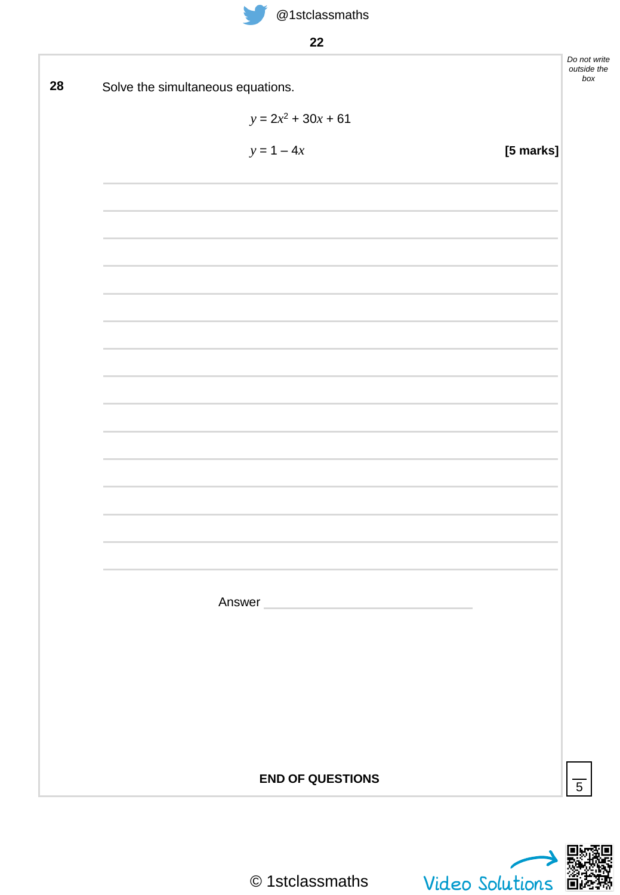**28** Solve the simultaneous equations.

$$y = 2x^2 + 30x + 61$$

$$y = 1 - 4x$$

**[5 marks]**

Answer \_\_\_\_\_\_\_\_\_\_\_\_\_\_\_\_\_\_\_\_\_\_\_\_\_\_\_\_

**END OF QUESTIONS**